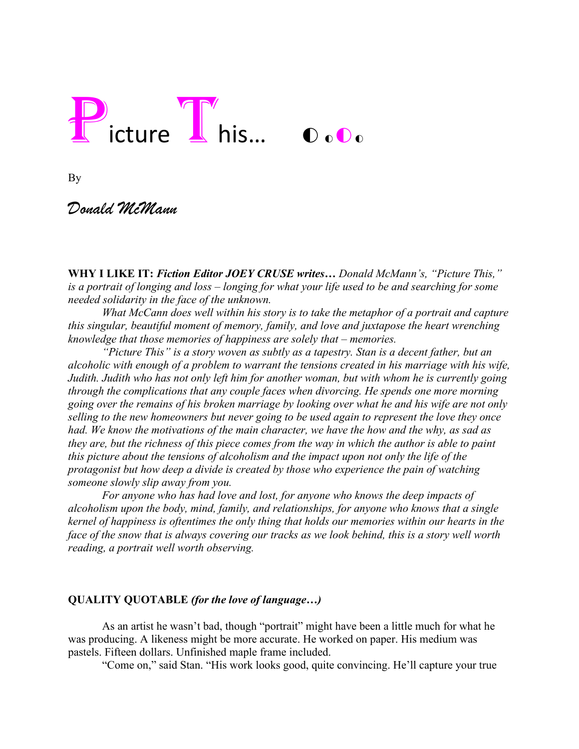# Picture This... ◐ ◐◐◐

By

*Donald McMann*

**WHY I LIKE IT:** ***Fiction Editor JOEY CRUSE writes…*** *Donald McMann's, "Picture This," is a portrait of longing and loss – longing for what your life used to be and searching for some needed solidarity in the face of the unknown.*

*What McCann does well within his story is to take the metaphor of a portrait and capture this singular, beautiful moment of memory, family, and love and juxtapose the heart wrenching knowledge that those memories of happiness are solely that – memories.*

*"Picture This" is a story woven as subtly as a tapestry. Stan is a decent father, but an alcoholic with enough of a problem to warrant the tensions created in his marriage with his wife, Judith. Judith who has not only left him for another woman, but with whom he is currently going through the complications that any couple faces when divorcing. He spends one more morning going over the remains of his broken marriage by looking over what he and his wife are not only selling to the new homeowners but never going to be used again to represent the love they once had. We know the motivations of the main character, we have the how and the why, as sad as they are, but the richness of this piece comes from the way in which the author is able to paint this picture about the tensions of alcoholism and the impact upon not only the life of the protagonist but how deep a divide is created by those who experience the pain of watching someone slowly slip away from you.*

*For anyone who has had love and lost, for anyone who knows the deep impacts of alcoholism upon the body, mind, family, and relationships, for anyone who knows that a single kernel of happiness is oftentimes the only thing that holds our memories within our hearts in the face of the snow that is always covering our tracks as we look behind, this is a story well worth reading, a portrait well worth observing.*

**QUALITY QUOTABLE** ***(for the love of language…)***

As an artist he wasn't bad, though "portrait" might have been a little much for what he was producing. A likeness might be more accurate. He worked on paper. His medium was pastels. Fifteen dollars. Unfinished maple frame included.

"Come on," said Stan. "His work looks good, quite convincing. He'll capture your true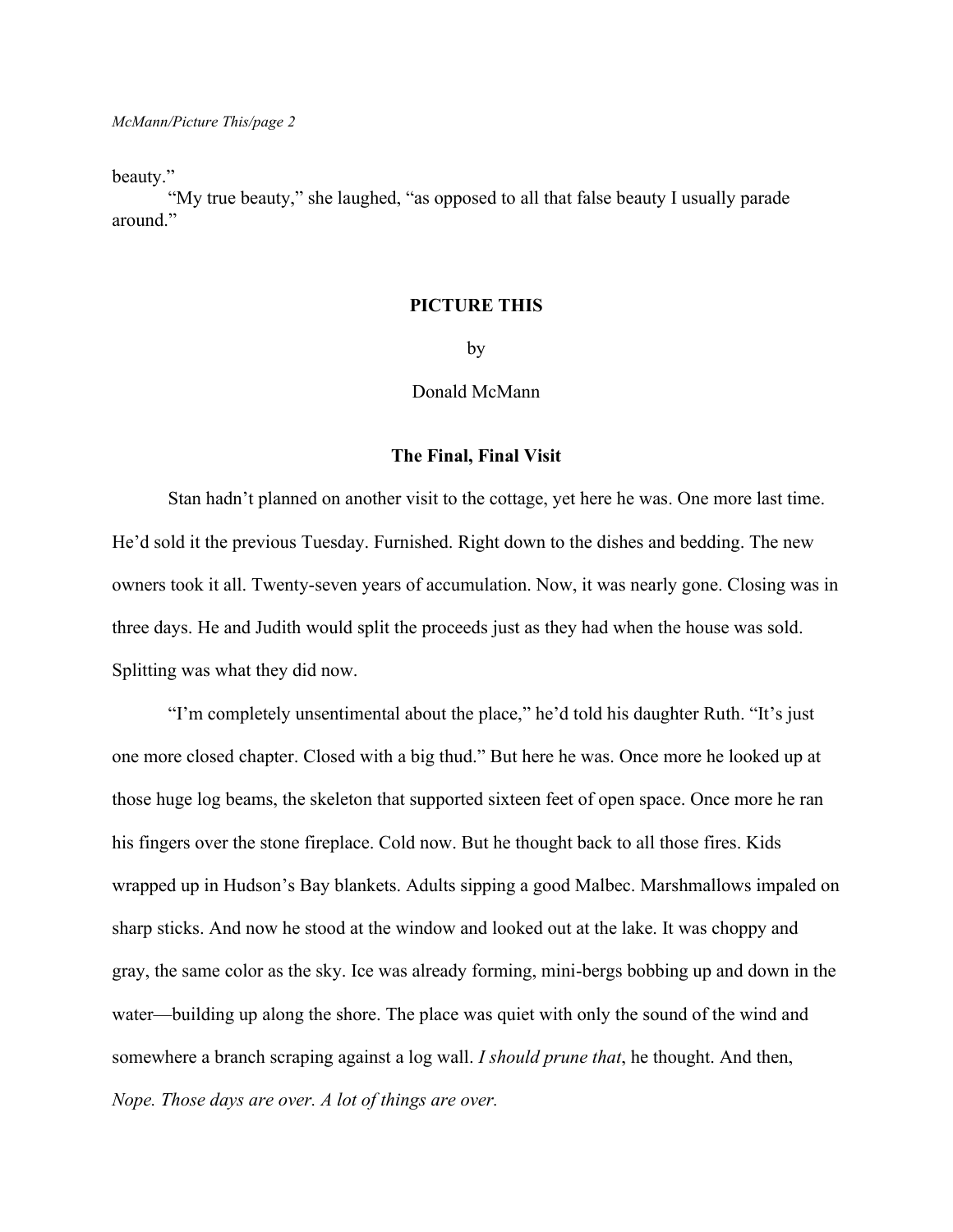beauty."

"My true beauty," she laughed, "as opposed to all that false beauty I usually parade around."

# PICTURE THIS

by

Donald McMann

## The Final, Final Visit

Stan hadn't planned on another visit to the cottage, yet here he was. One more last time. He'd sold it the previous Tuesday. Furnished. Right down to the dishes and bedding. The new owners took it all. Twenty-seven years of accumulation. Now, it was nearly gone. Closing was in three days. He and Judith would split the proceeds just as they had when the house was sold. Splitting was what they did now.

"I'm completely unsentimental about the place," he'd told his daughter Ruth. "It's just one more closed chapter. Closed with a big thud." But here he was. Once more he looked up at those huge log beams, the skeleton that supported sixteen feet of open space. Once more he ran his fingers over the stone fireplace. Cold now. But he thought back to all those fires. Kids wrapped up in Hudson's Bay blankets. Adults sipping a good Malbec. Marshmallows impaled on sharp sticks. And now he stood at the window and looked out at the lake. It was choppy and gray, the same color as the sky. Ice was already forming, mini-bergs bobbing up and down in the water—building up along the shore. The place was quiet with only the sound of the wind and somewhere a branch scraping against a log wall. *I should prune that*, he thought. And then, *Nope. Those days are over. A lot of things are over.*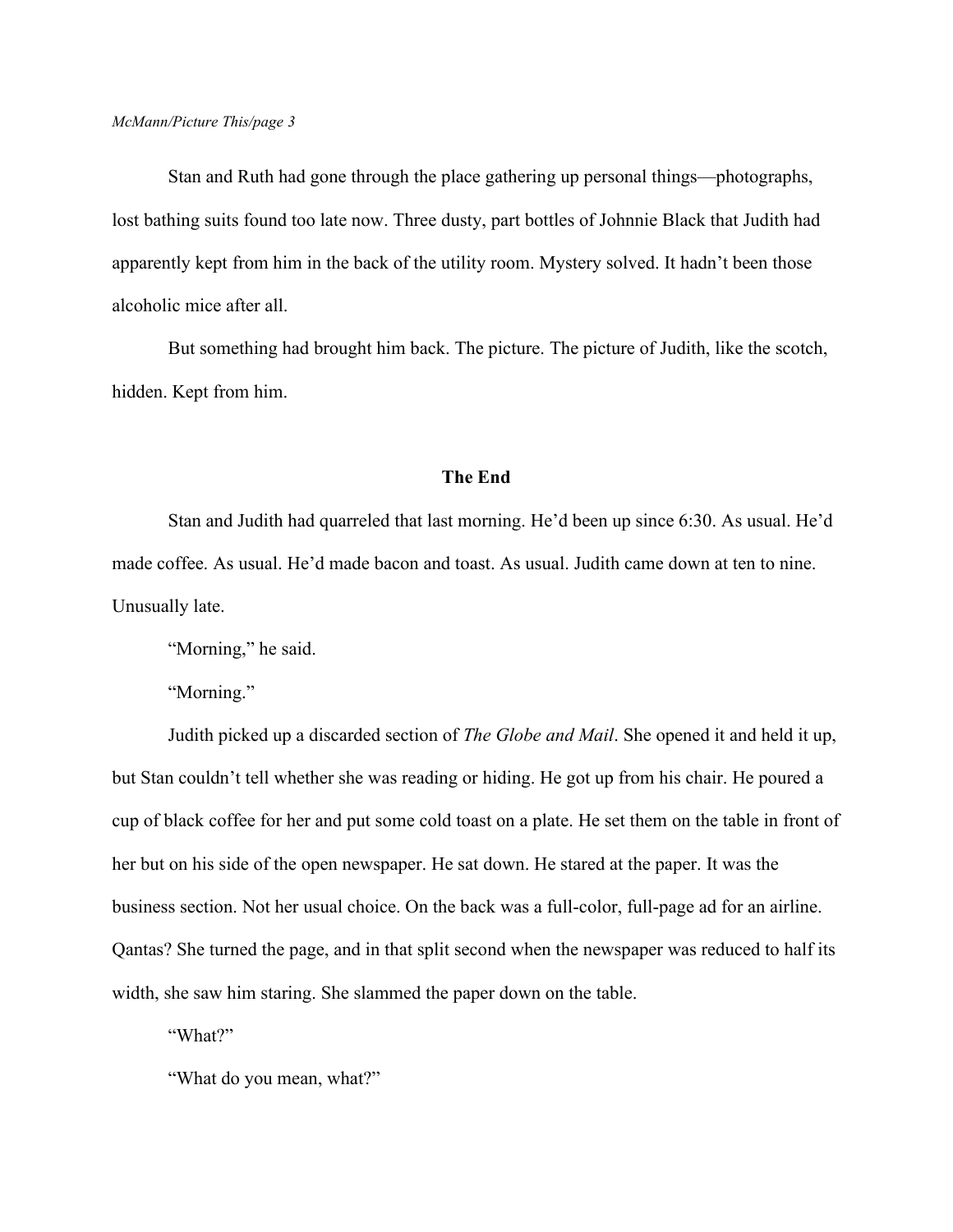Stan and Ruth had gone through the place gathering up personal things—photographs, lost bathing suits found too late now. Three dusty, part bottles of Johnnie Black that Judith had apparently kept from him in the back of the utility room. Mystery solved. It hadn't been those alcoholic mice after all.

But something had brought him back. The picture. The picture of Judith, like the scotch, hidden. Kept from him.

## The End

Stan and Judith had quarreled that last morning. He'd been up since 6:30. As usual. He'd made coffee. As usual. He'd made bacon and toast. As usual. Judith came down at ten to nine. Unusually late.

"Morning," he said.

"Morning."

Judith picked up a discarded section of *The Globe and Mail*. She opened it and held it up, but Stan couldn't tell whether she was reading or hiding. He got up from his chair. He poured a cup of black coffee for her and put some cold toast on a plate. He set them on the table in front of her but on his side of the open newspaper. He sat down. He stared at the paper. It was the business section. Not her usual choice. On the back was a full-color, full-page ad for an airline. Qantas? She turned the page, and in that split second when the newspaper was reduced to half its width, she saw him staring. She slammed the paper down on the table.

"What?"

"What do you mean, what?"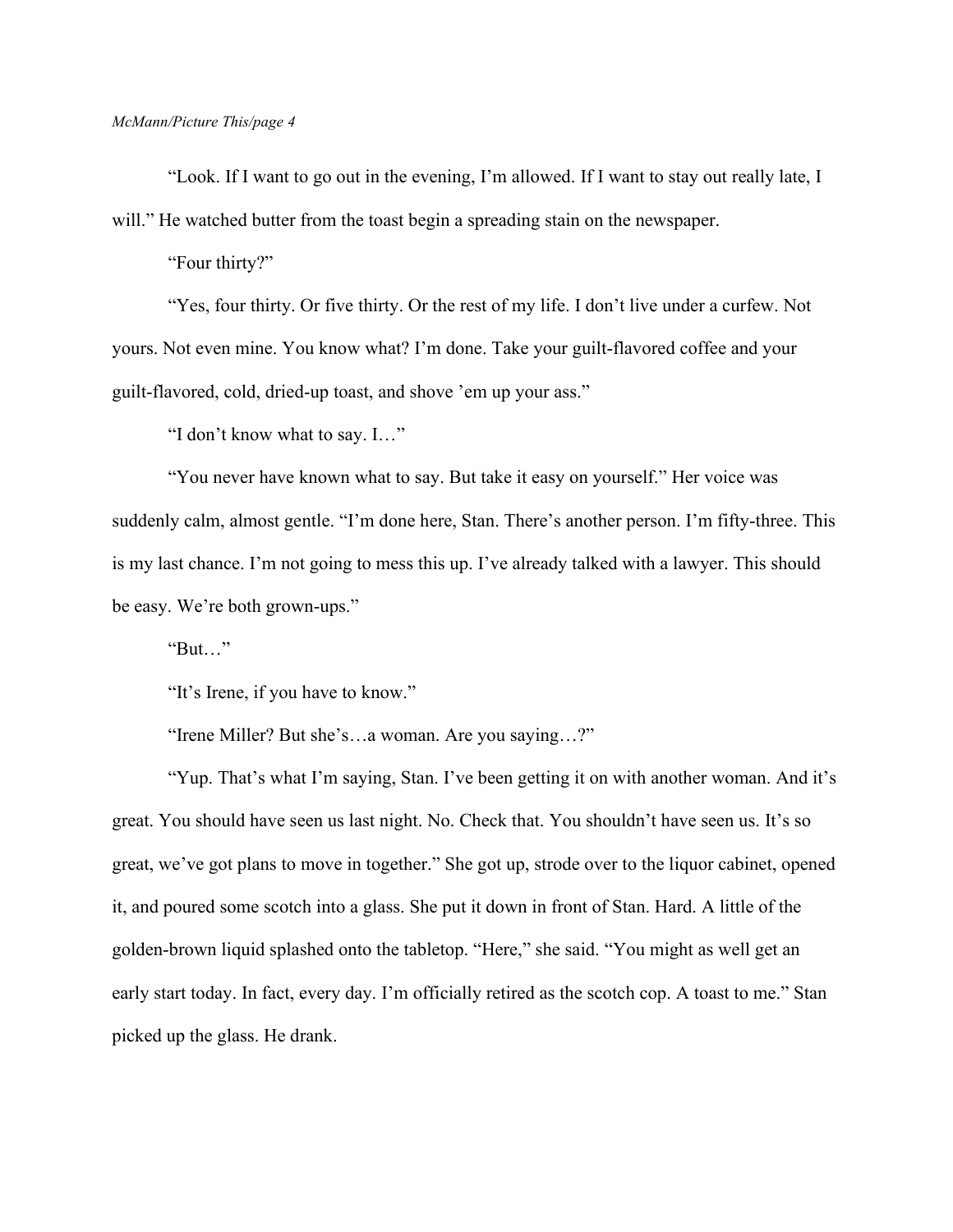"Look. If I want to go out in the evening, I'm allowed. If I want to stay out really late, I will." He watched butter from the toast begin a spreading stain on the newspaper.

"Four thirty?"

"Yes, four thirty. Or five thirty. Or the rest of my life. I don't live under a curfew. Not yours. Not even mine. You know what? I'm done. Take your guilt-flavored coffee and your guilt-flavored, cold, dried-up toast, and shove 'em up your ass."

"I don't know what to say. I…"

"You never have known what to say. But take it easy on yourself." Her voice was suddenly calm, almost gentle. "I'm done here, Stan. There's another person. I'm fifty-three. This is my last chance. I'm not going to mess this up. I've already talked with a lawyer. This should be easy. We're both grown-ups."

"But…"

"It's Irene, if you have to know."

"Irene Miller? But she's…a woman. Are you saying…?"

"Yup. That's what I'm saying, Stan. I've been getting it on with another woman. And it's great. You should have seen us last night. No. Check that. You shouldn't have seen us. It's so great, we've got plans to move in together." She got up, strode over to the liquor cabinet, opened it, and poured some scotch into a glass. She put it down in front of Stan. Hard. A little of the golden-brown liquid splashed onto the tabletop. "Here," she said. "You might as well get an early start today. In fact, every day. I'm officially retired as the scotch cop. A toast to me." Stan picked up the glass. He drank.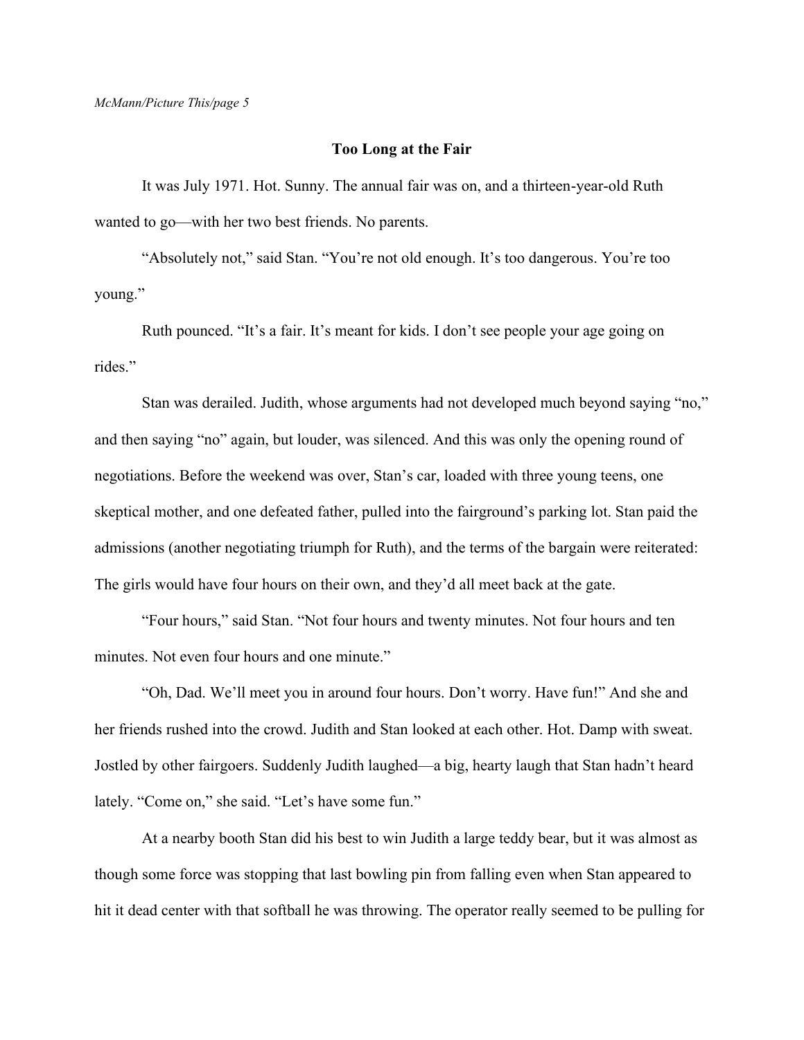**Too Long at the Fair**

It was July 1971. Hot. Sunny. The annual fair was on, and a thirteen-year-old Ruth wanted to go—with her two best friends. No parents.

“Absolutely not,” said Stan. “You’re not old enough. It’s too dangerous. You’re too young.”

Ruth pounced. “It’s a fair. It’s meant for kids. I don’t see people your age going on rides.”

Stan was derailed. Judith, whose arguments had not developed much beyond saying “no,” and then saying “no” again, but louder, was silenced. And this was only the opening round of negotiations. Before the weekend was over, Stan’s car, loaded with three young teens, one skeptical mother, and one defeated father, pulled into the fairground’s parking lot. Stan paid the admissions (another negotiating triumph for Ruth), and the terms of the bargain were reiterated: The girls would have four hours on their own, and they’d all meet back at the gate.

“Four hours,” said Stan. “Not four hours and twenty minutes. Not four hours and ten minutes. Not even four hours and one minute.”

“Oh, Dad. We’ll meet you in around four hours. Don’t worry. Have fun!” And she and her friends rushed into the crowd. Judith and Stan looked at each other. Hot. Damp with sweat. Jostled by other fairgoers. Suddenly Judith laughed—a big, hearty laugh that Stan hadn’t heard lately. “Come on,” she said. “Let’s have some fun.”

At a nearby booth Stan did his best to win Judith a large teddy bear, but it was almost as though some force was stopping that last bowling pin from falling even when Stan appeared to hit it dead center with that softball he was throwing. The operator really seemed to be pulling for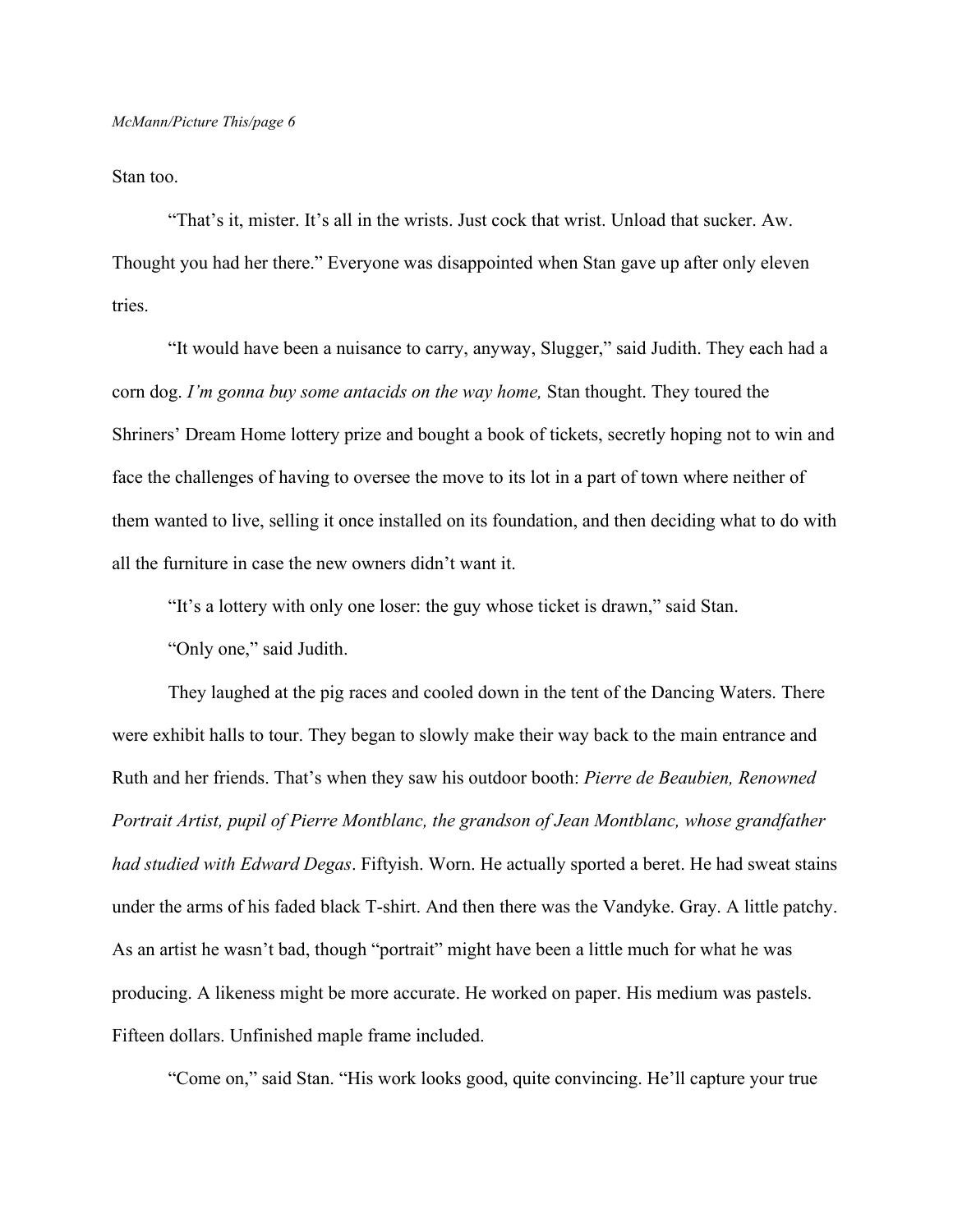Stan too.

“That’s it, mister. It’s all in the wrists. Just cock that wrist. Unload that sucker. Aw. Thought you had her there.” Everyone was disappointed when Stan gave up after only eleven tries.

“It would have been a nuisance to carry, anyway, Slugger,” said Judith. They each had a corn dog. *I’m gonna buy some antacids on the way home,* Stan thought. They toured the Shriners’ Dream Home lottery prize and bought a book of tickets, secretly hoping not to win and face the challenges of having to oversee the move to its lot in a part of town where neither of them wanted to live, selling it once installed on its foundation, and then deciding what to do with all the furniture in case the new owners didn’t want it.

“It’s a lottery with only one loser: the guy whose ticket is drawn,” said Stan.

“Only one,” said Judith.

They laughed at the pig races and cooled down in the tent of the Dancing Waters. There were exhibit halls to tour. They began to slowly make their way back to the main entrance and Ruth and her friends. That’s when they saw his outdoor booth: *Pierre de Beaubien, Renowned Portrait Artist, pupil of Pierre Montblanc, the grandson of Jean Montblanc, whose grandfather had studied with Edward Degas*. Fiftyish. Worn. He actually sported a beret. He had sweat stains under the arms of his faded black T-shirt. And then there was the Vandyke. Gray. A little patchy. As an artist he wasn’t bad, though “portrait” might have been a little much for what he was producing. A likeness might be more accurate. He worked on paper. His medium was pastels. Fifteen dollars. Unfinished maple frame included.

“Come on,” said Stan. “His work looks good, quite convincing. He’ll capture your true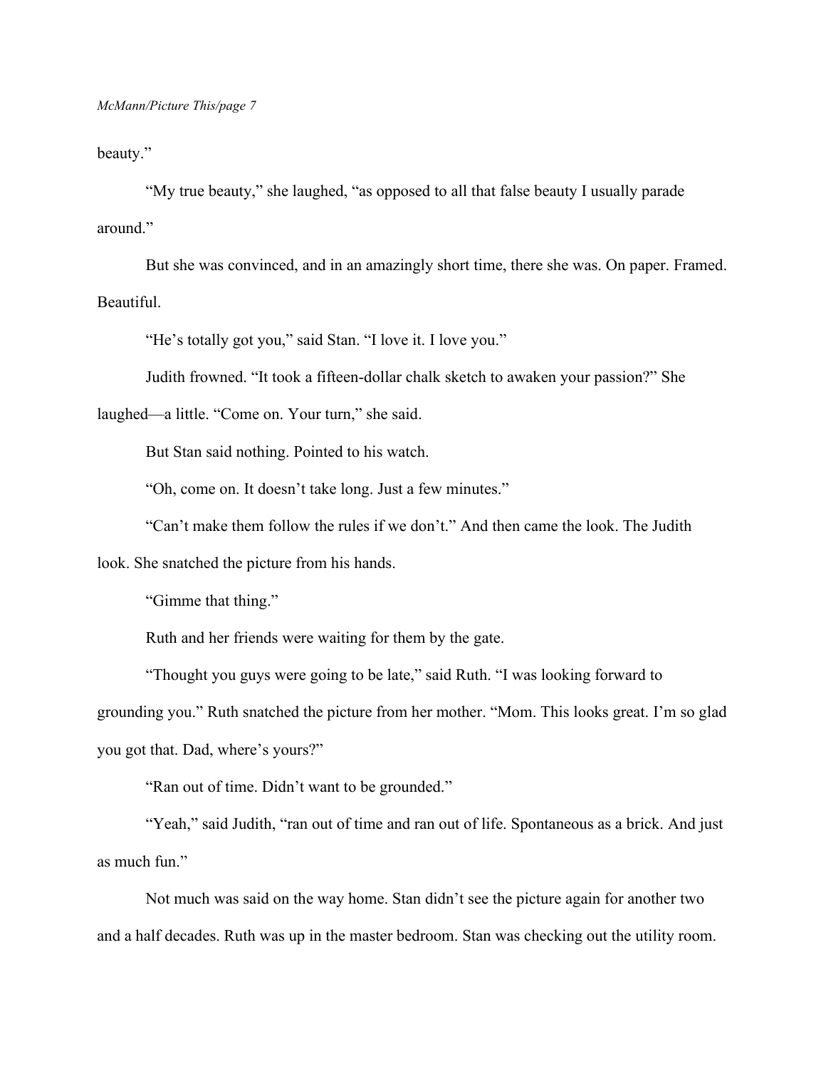beauty."

"My true beauty," she laughed, "as opposed to all that false beauty I usually parade around."

But she was convinced, and in an amazingly short time, there she was. On paper. Framed. Beautiful.

"He's totally got you," said Stan. "I love it. I love you."

Judith frowned. "It took a fifteen-dollar chalk sketch to awaken your passion?" She laughed—a little. "Come on. Your turn," she said.

But Stan said nothing. Pointed to his watch.

"Oh, come on. It doesn't take long. Just a few minutes."

"Can't make them follow the rules if we don't." And then came the look. The Judith look. She snatched the picture from his hands.

"Gimme that thing."

Ruth and her friends were waiting for them by the gate.

"Thought you guys were going to be late," said Ruth. "I was looking forward to grounding you." Ruth snatched the picture from her mother. "Mom. This looks great. I'm so glad you got that. Dad, where's yours?"

"Ran out of time. Didn't want to be grounded."

"Yeah," said Judith, "ran out of time and ran out of life. Spontaneous as a brick. And just as much fun."

Not much was said on the way home. Stan didn't see the picture again for another two and a half decades. Ruth was up in the master bedroom. Stan was checking out the utility room.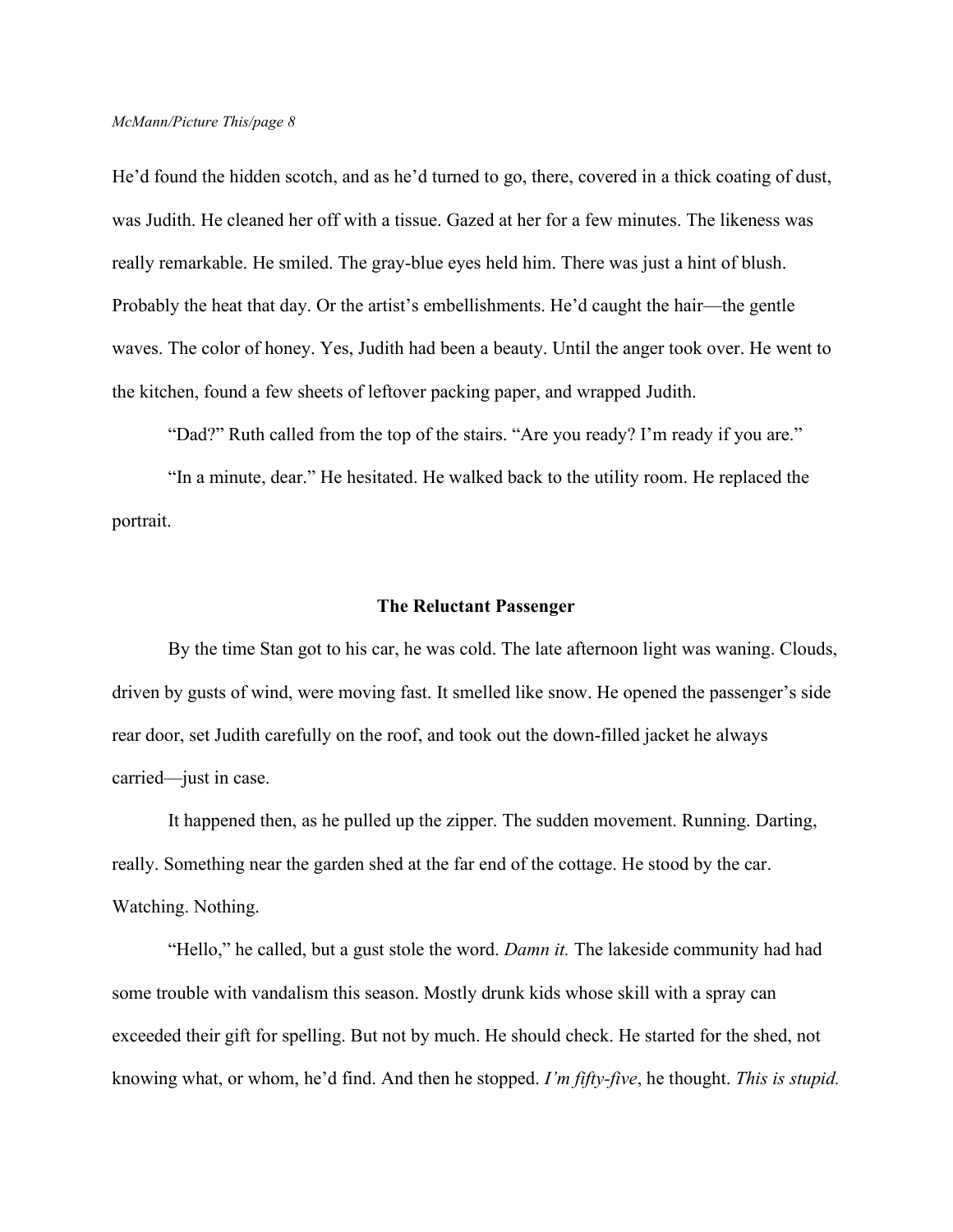He'd found the hidden scotch, and as he'd turned to go, there, covered in a thick coating of dust, was Judith. He cleaned her off with a tissue. Gazed at her for a few minutes. The likeness was really remarkable. He smiled. The gray-blue eyes held him. There was just a hint of blush. Probably the heat that day. Or the artist's embellishments. He'd caught the hair—the gentle waves. The color of honey. Yes, Judith had been a beauty. Until the anger took over. He went to the kitchen, found a few sheets of leftover packing paper, and wrapped Judith.

"Dad?" Ruth called from the top of the stairs. "Are you ready? I'm ready if you are."

"In a minute, dear." He hesitated. He walked back to the utility room. He replaced the portrait.

## The Reluctant Passenger

By the time Stan got to his car, he was cold. The late afternoon light was waning. Clouds, driven by gusts of wind, were moving fast. It smelled like snow. He opened the passenger's side rear door, set Judith carefully on the roof, and took out the down-filled jacket he always carried—just in case.

It happened then, as he pulled up the zipper. The sudden movement. Running. Darting, really. Something near the garden shed at the far end of the cottage. He stood by the car. Watching. Nothing.

"Hello," he called, but a gust stole the word. *Damn it.* The lakeside community had had some trouble with vandalism this season. Mostly drunk kids whose skill with a spray can exceeded their gift for spelling. But not by much. He should check. He started for the shed, not knowing what, or whom, he'd find. And then he stopped. *I'm fifty-five*, he thought. *This is stupid.*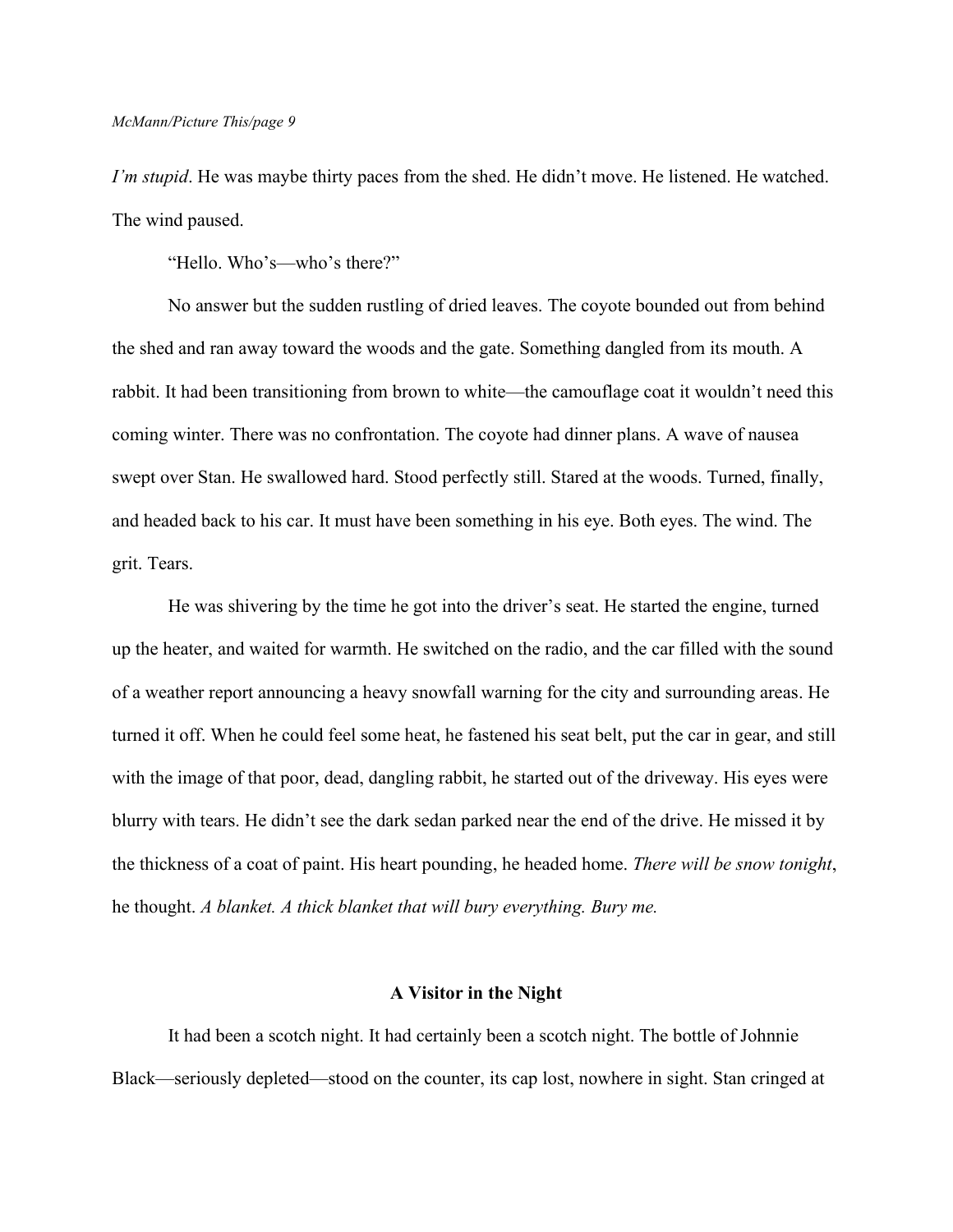*I'm stupid*. He was maybe thirty paces from the shed. He didn't move. He listened. He watched. The wind paused.

"Hello. Who's—who's there?"

No answer but the sudden rustling of dried leaves. The coyote bounded out from behind the shed and ran away toward the woods and the gate. Something dangled from its mouth. A rabbit. It had been transitioning from brown to white—the camouflage coat it wouldn't need this coming winter. There was no confrontation. The coyote had dinner plans. A wave of nausea swept over Stan. He swallowed hard. Stood perfectly still. Stared at the woods. Turned, finally, and headed back to his car. It must have been something in his eye. Both eyes. The wind. The grit. Tears.

He was shivering by the time he got into the driver's seat. He started the engine, turned up the heater, and waited for warmth. He switched on the radio, and the car filled with the sound of a weather report announcing a heavy snowfall warning for the city and surrounding areas. He turned it off. When he could feel some heat, he fastened his seat belt, put the car in gear, and still with the image of that poor, dead, dangling rabbit, he started out of the driveway. His eyes were blurry with tears. He didn't see the dark sedan parked near the end of the drive. He missed it by the thickness of a coat of paint. His heart pounding, he headed home. *There will be snow tonight*, he thought. *A blanket. A thick blanket that will bury everything. Bury me.*

## A Visitor in the Night

It had been a scotch night. It had certainly been a scotch night. The bottle of Johnnie Black—seriously depleted—stood on the counter, its cap lost, nowhere in sight. Stan cringed at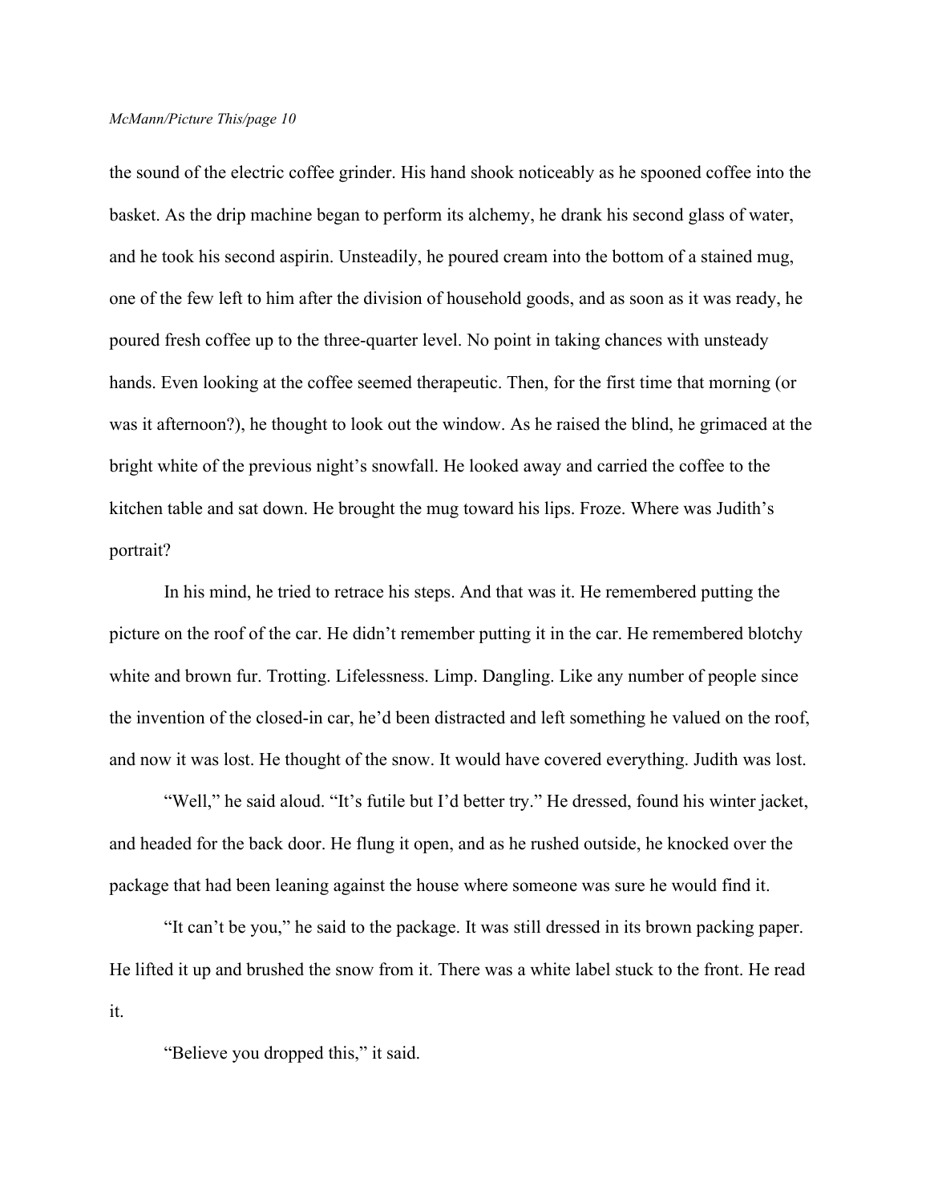the sound of the electric coffee grinder. His hand shook noticeably as he spooned coffee into the basket. As the drip machine began to perform its alchemy, he drank his second glass of water, and he took his second aspirin. Unsteadily, he poured cream into the bottom of a stained mug, one of the few left to him after the division of household goods, and as soon as it was ready, he poured fresh coffee up to the three-quarter level. No point in taking chances with unsteady hands. Even looking at the coffee seemed therapeutic. Then, for the first time that morning (or was it afternoon?), he thought to look out the window. As he raised the blind, he grimaced at the bright white of the previous night's snowfall. He looked away and carried the coffee to the kitchen table and sat down. He brought the mug toward his lips. Froze. Where was Judith's portrait?

In his mind, he tried to retrace his steps. And that was it. He remembered putting the picture on the roof of the car. He didn't remember putting it in the car. He remembered blotchy white and brown fur. Trotting. Lifelessness. Limp. Dangling. Like any number of people since the invention of the closed-in car, he'd been distracted and left something he valued on the roof, and now it was lost. He thought of the snow. It would have covered everything. Judith was lost.

"Well," he said aloud. "It's futile but I'd better try." He dressed, found his winter jacket, and headed for the back door. He flung it open, and as he rushed outside, he knocked over the package that had been leaning against the house where someone was sure he would find it.

"It can't be you," he said to the package. It was still dressed in its brown packing paper. He lifted it up and brushed the snow from it. There was a white label stuck to the front. He read it.

"Believe you dropped this," it said.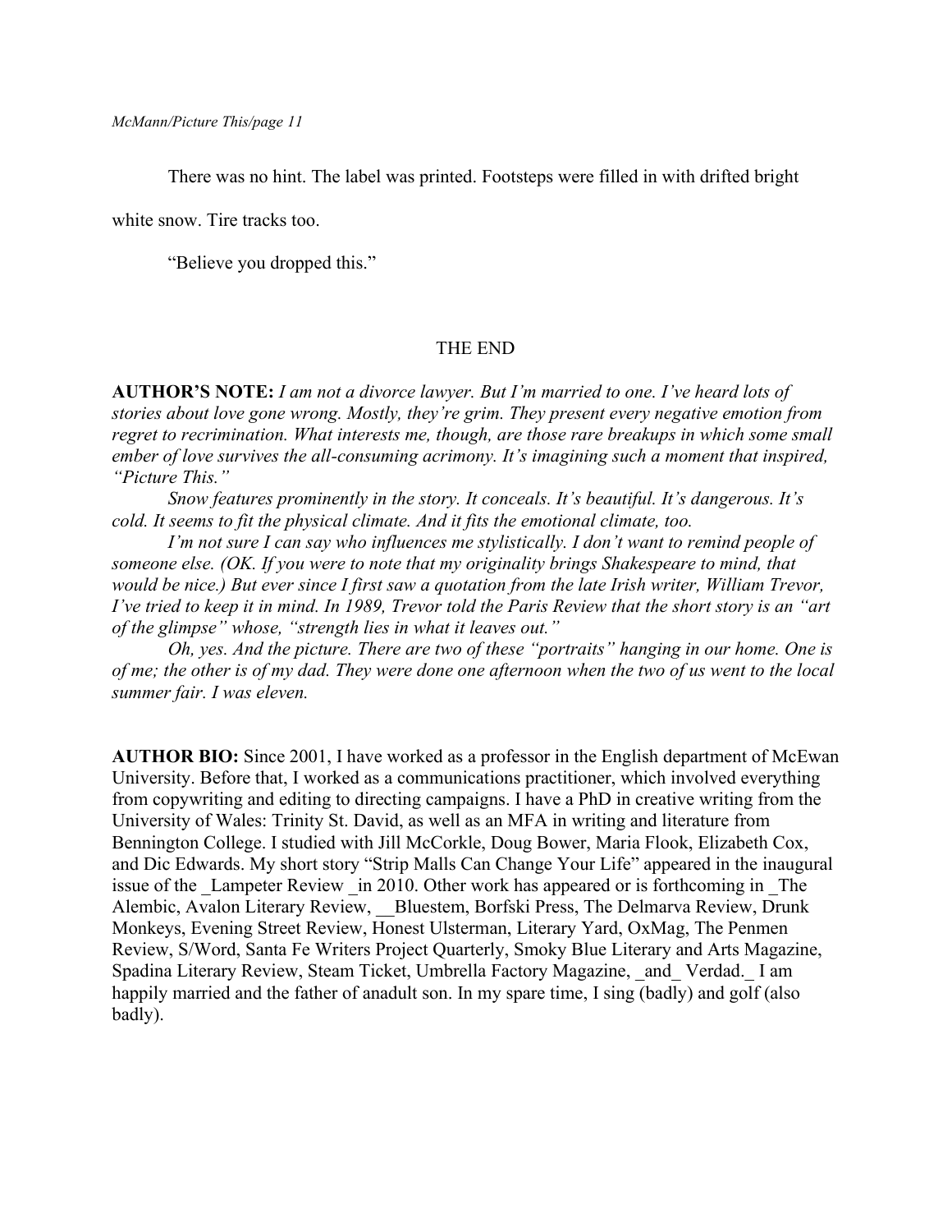There was no hint. The label was printed. Footsteps were filled in with drifted bright white snow. Tire tracks too.

"Believe you dropped this."

THE END

**AUTHOR'S NOTE:** *I am not a divorce lawyer. But I'm married to one. I've heard lots of stories about love gone wrong. Mostly, they're grim. They present every negative emotion from regret to recrimination. What interests me, though, are those rare breakups in which some small ember of love survives the all-consuming acrimony. It's imagining such a moment that inspired, "Picture This."*

*Snow features prominently in the story. It conceals. It's beautiful. It's dangerous. It's cold. It seems to fit the physical climate. And it fits the emotional climate, too.*

*I'm not sure I can say who influences me stylistically. I don't want to remind people of someone else. (OK. If you were to note that my originality brings Shakespeare to mind, that would be nice.) But ever since I first saw a quotation from the late Irish writer, William Trevor, I've tried to keep it in mind. In 1989, Trevor told the Paris Review that the short story is an "art of the glimpse" whose, "strength lies in what it leaves out."*

*Oh, yes. And the picture. There are two of these "portraits" hanging in our home. One is of me; the other is of my dad. They were done one afternoon when the two of us went to the local summer fair. I was eleven.*

**AUTHOR BIO:** Since 2001, I have worked as a professor in the English department of McEwan University. Before that, I worked as a communications practitioner, which involved everything from copywriting and editing to directing campaigns. I have a PhD in creative writing from the University of Wales: Trinity St. David, as well as an MFA in writing and literature from Bennington College. I studied with Jill McCorkle, Doug Bower, Maria Flook, Elizabeth Cox, and Dic Edwards. My short story "Strip Malls Can Change Your Life" appeared in the inaugural issue of the _Lampeter Review _in 2010. Other work has appeared or is forthcoming in _The Alembic, Avalon Literary Review, __Bluestem, Borfski Press, The Delmarva Review, Drunk Monkeys, Evening Street Review, Honest Ulsterman, Literary Yard, OxMag, The Penmen Review, S/Word, Santa Fe Writers Project Quarterly, Smoky Blue Literary and Arts Magazine, Spadina Literary Review, Steam Ticket, Umbrella Factory Magazine, _and_ Verdad._ I am happily married and the father of anadult son. In my spare time, I sing (badly) and golf (also badly).